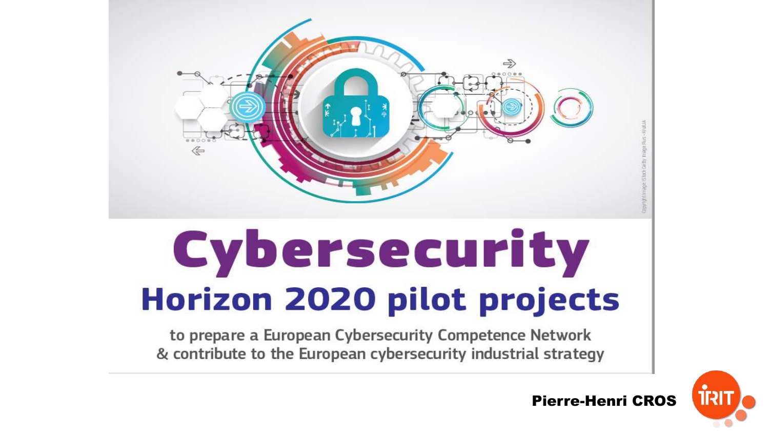# Cybersecurity

## Horizon 2020 pilot projects

to prepare a European Cybersecurity Competence Network
& contribute to the European cybersecurity industrial strategy

**Pierre-Henri CROS**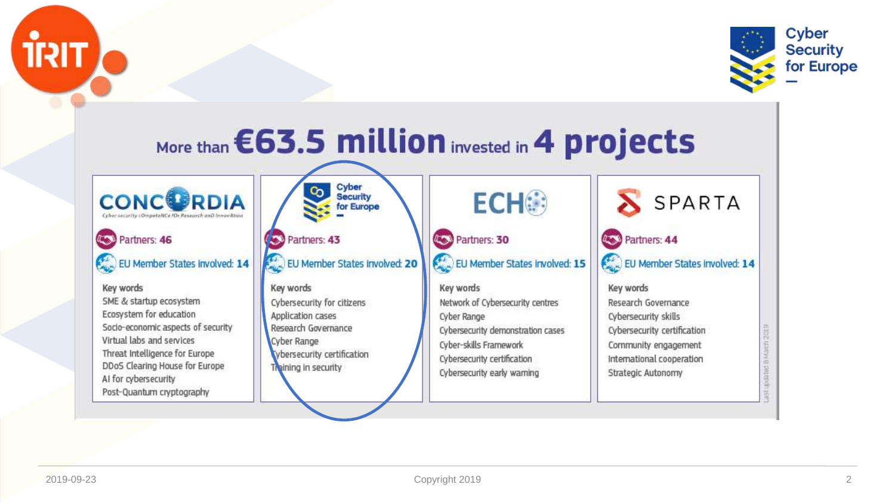# More than €63.5 million invested in 4 projects

| CONCORDIA (Cyber security cOmpeteNCe fOr Research anD InnovAtion) | Cyber Security for Europe | ECHO | SPARTA |
|---|---|---|---|
| Partners: **46** | Partners: **43** | Partners: **30** | Partners: **44** |
| EU Member States involved: **14** | EU Member States involved: **20** | EU Member States involved: **15** | EU Member States involved: **14** |
| **Key words** | **Key words** | **Key words** | **Key words** |
| SME & startup ecosystem | Cybersecurity for citizens | Network of Cybersecurity centres | Research Governance |
| Ecosystem for education | Application cases | Cyber Range | Cybersecurity skills |
| Socio-economic aspects of security | Research Governance | Cybersecurity demonstration cases | Cybersecurity certification |
| Virtual labs and services | Cyber Range | Cyber-skills Framework | Community engagement |
| Threat Intelligence for Europe | Cybersecurity certification | Cybersecurity certification | International cooperation |
| DDoS Clearing House for Europe | Training in security | Cybersecurity early warning | Strategic Autonomy |
| AI for cybersecurity | | | |
| Post-Quantum cryptography | | | |

Last updated 8 March 2019

2019-09-23

Copyright 2019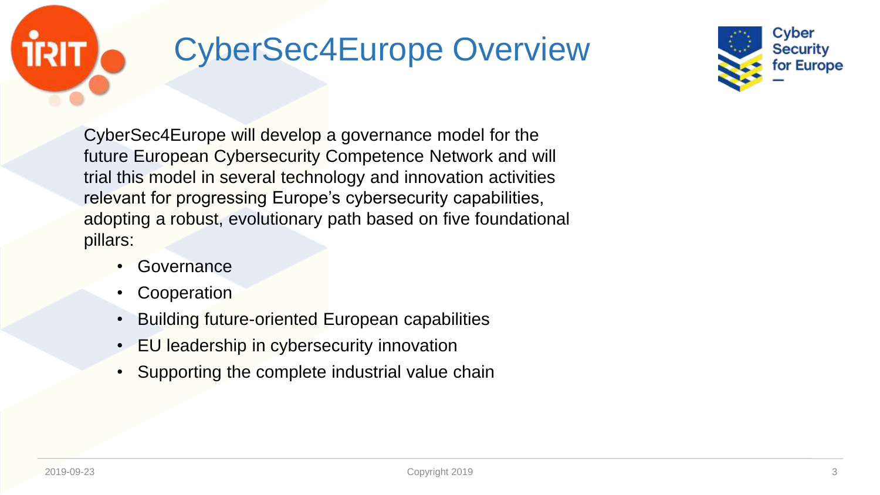# CyberSec4Europe Overview

CyberSec4Europe will develop a governance model for the future European Cybersecurity Competence Network and will trial this model in several technology and innovation activities relevant for progressing Europe's cybersecurity capabilities, adopting a robust, evolutionary path based on five foundational pillars:

- Governance
- Cooperation
- Building future-oriented European capabilities
- EU leadership in cybersecurity innovation
- Supporting the complete industrial value chain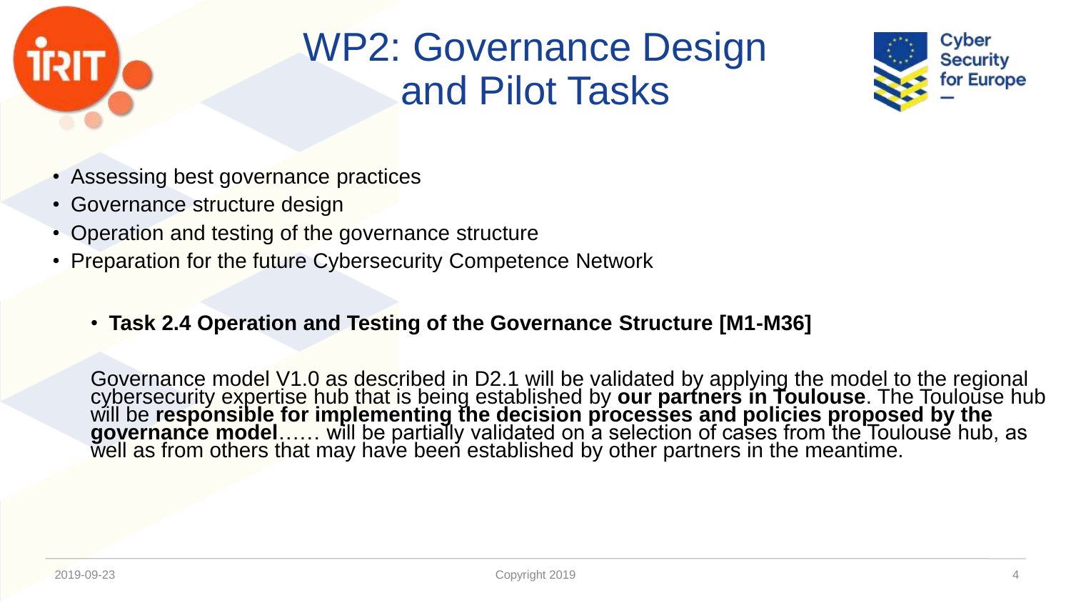# WP2: Governance Design and Pilot Tasks

- Assessing best governance practices
- Governance structure design
- Operation and testing of the governance structure
- Preparation for the future Cybersecurity Competence Network

  - **Task 2.4 Operation and Testing of the Governance Structure [M1-M36]**

Governance model V1.0 as described in D2.1 will be validated by applying the model to the regional cybersecurity expertise hub that is being established by **our partners in Toulouse**. The Toulouse hub will be **responsible for implementing the decision processes and policies proposed by the governance model**…… will be partially validated on a selection of cases from the Toulouse hub, as well as from others that may have been established by other partners in the meantime.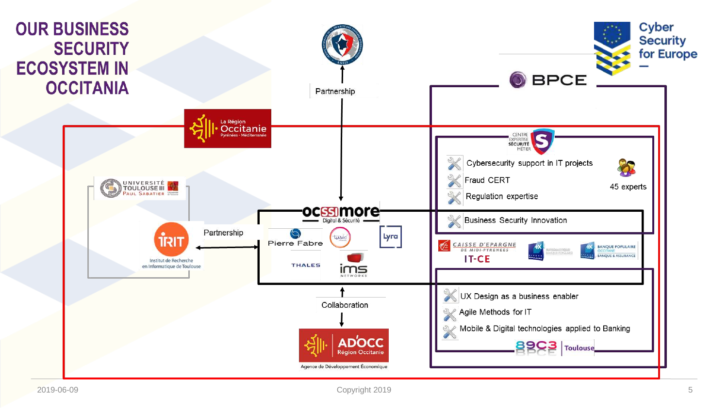# OUR BUSINESS SECURITY ECOSYSTEM IN OCCITANIA

Cyber Security for Europe

BPCE

La Région Occitanie Pyrénées - Méditerranée

Partnership

CENTRE EXPERTISE SÉCURITÉ MÉTIER

- Cybersecurity support in IT projects
- Fraud CERT
- Regulation expertise
- Business Security Innovation

45 experts

Université Toulouse III Paul Sabatier

IRIT Institut de Recherche en Informatique de Toulouse

Partnership

ocssimore Digital & Sécurité

Pierre Fabre, Thales, Lyra, ims networks

CAISSE D'EPARGNE DE MIDI-PYRENEES

IT-CE

Banque Populaire Occitane

Collaboration

- UX Design as a business enabler
- Agile Methods for IT
- Mobile & Digital technologies applied to Banking

89C3 BPCE Toulouse

AD'OCC Région Occitanie

Agence de Développement Économique

2019-06-09

Copyright 2019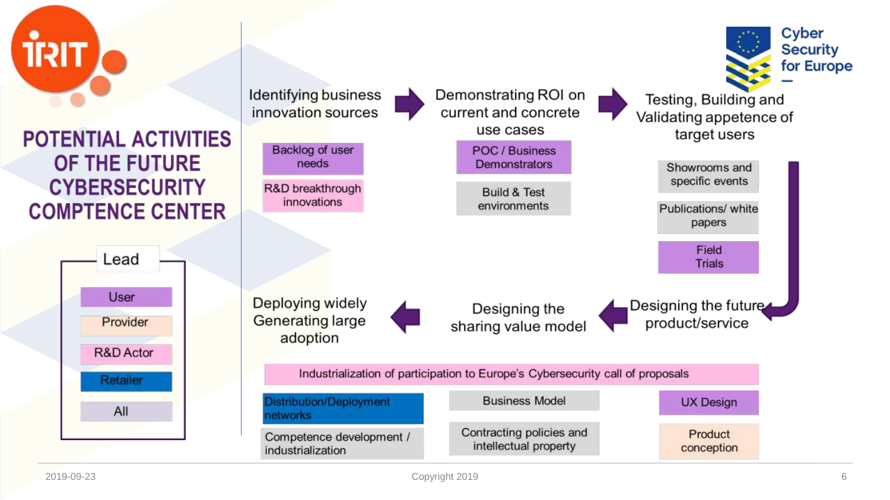# POTENTIAL ACTIVITIES OF THE FUTURE CYBERSECURITY COMPTENCE CENTER

**Lead**

- User
- Provider
- R&D Actor
- Retailer
- All

Cyber Security for Europe

## Identifying business innovation sources

- Backlog of user needs
- R&D breakthrough innovations

## Demonstrating ROI on current and concrete use cases

- POC / Business Demonstrators
- Build & Test environments

## Testing, Building and Validating appetence of target users

- Showrooms and specific events
- Publications/ white papers
- Field Trials

## Designing the future product/service

## Designing the sharing value model

## Deploying widely Generating large adoption

- Industrialization of participation to Europe's Cybersecurity call of proposals
- Distribution/Deployment networks
- Competence development / industrialization
- Business Model
- Contracting policies and intellectual property
- UX Design
- Product conception

2019-09-23

Copyright 2019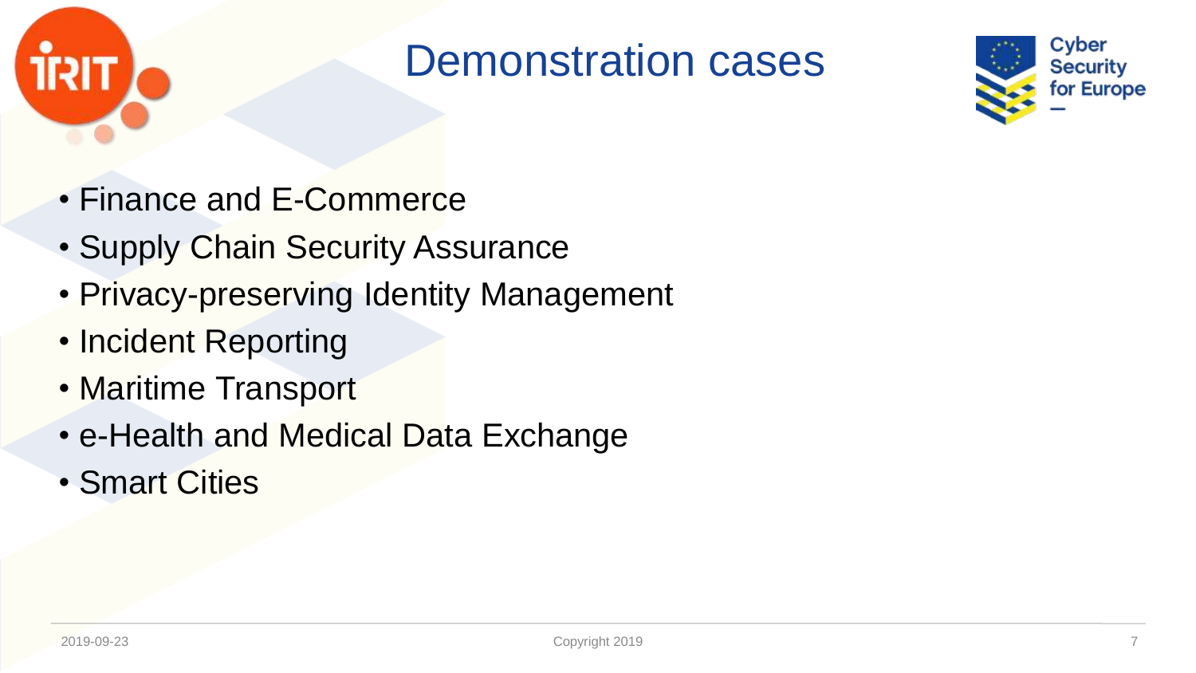# Demonstration cases

- Finance and E-Commerce
- Supply Chain Security Assurance
- Privacy-preserving Identity Management
- Incident Reporting
- Maritime Transport
- e-Health and Medical Data Exchange
- Smart Cities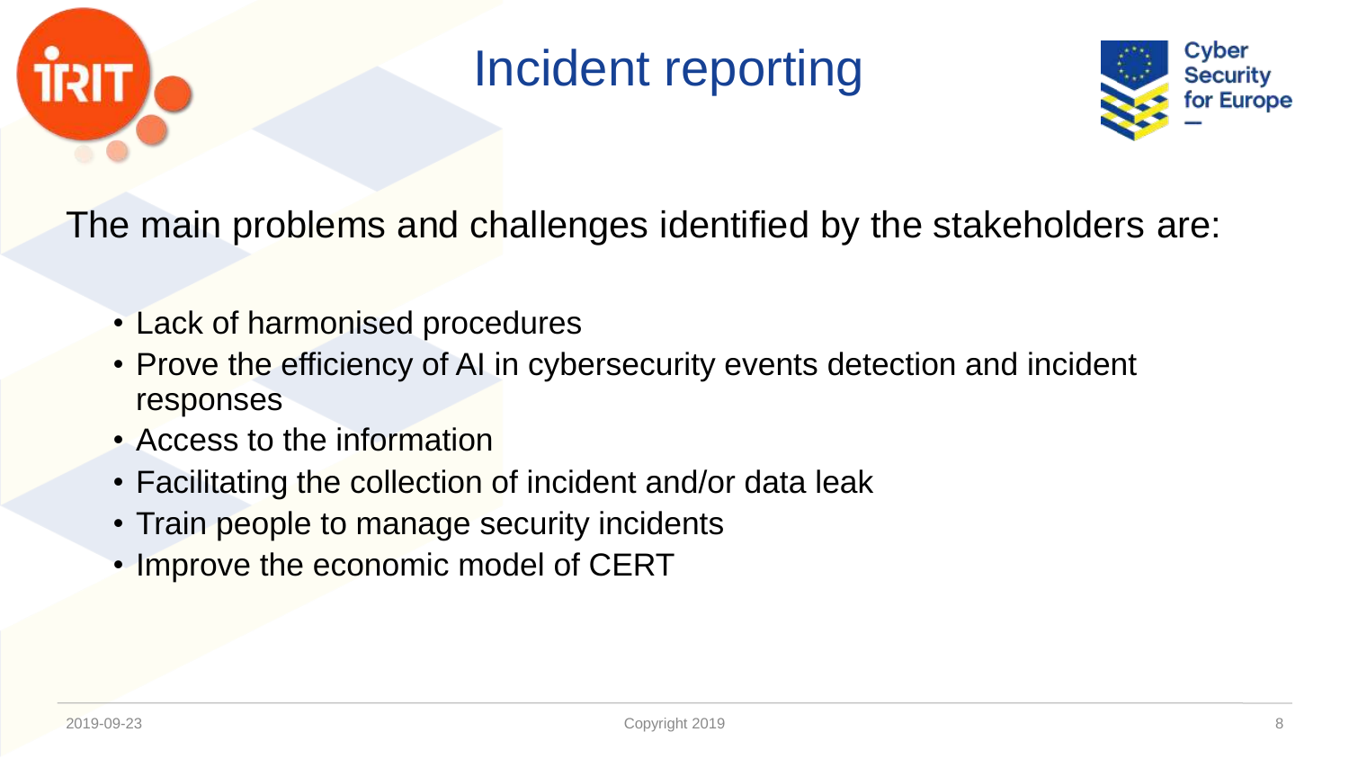# Incident reporting

The main problems and challenges identified by the stakeholders are:

- Lack of harmonised procedures
- Prove the efficiency of AI in cybersecurity events detection and incident responses
- Access to the information
- Facilitating the collection of incident and/or data leak
- Train people to manage security incidents
- Improve the economic model of CERT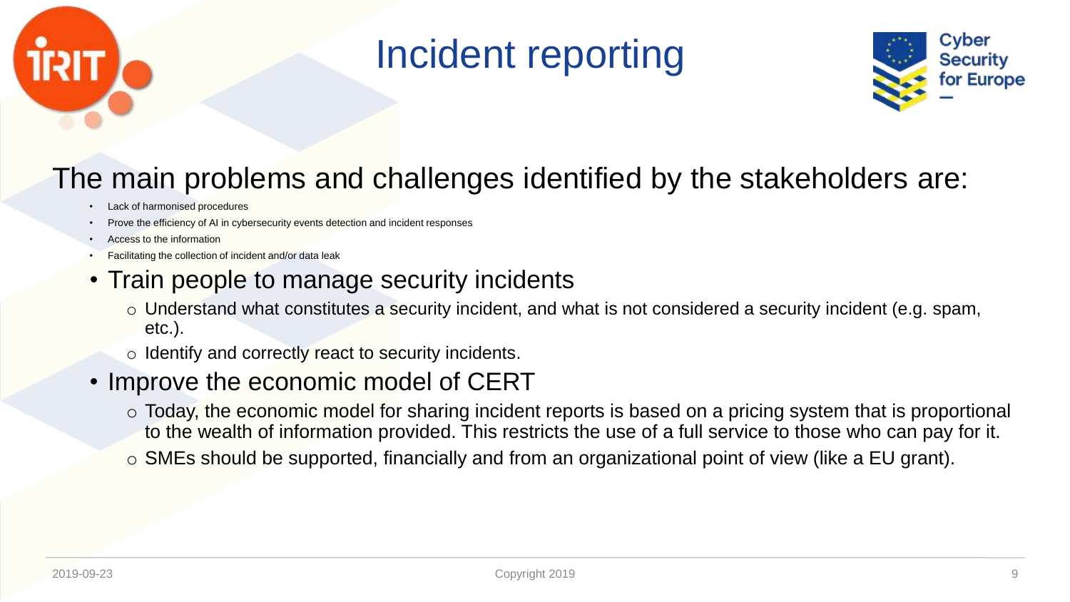# Incident reporting

## The main problems and challenges identified by the stakeholders are:

- Lack of harmonised procedures
- Prove the efficiency of AI in cybersecurity events detection and incident responses
- Access to the information
- Facilitating the collection of incident and/or data leak
- Train people to manage security incidents
  - Understand what constitutes a security incident, and what is not considered a security incident (e.g. spam, etc.).
  - Identify and correctly react to security incidents.
- Improve the economic model of CERT
  - Today, the economic model for sharing incident reports is based on a pricing system that is proportional to the wealth of information provided. This restricts the use of a full service to those who can pay for it.
  - SMEs should be supported, financially and from an organizational point of view (like a EU grant).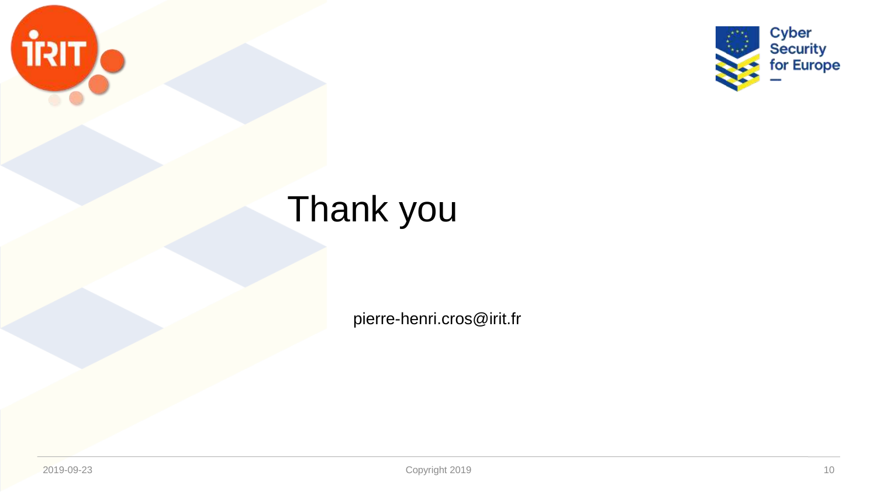# Thank you

pierre-henri.cros@irit.fr